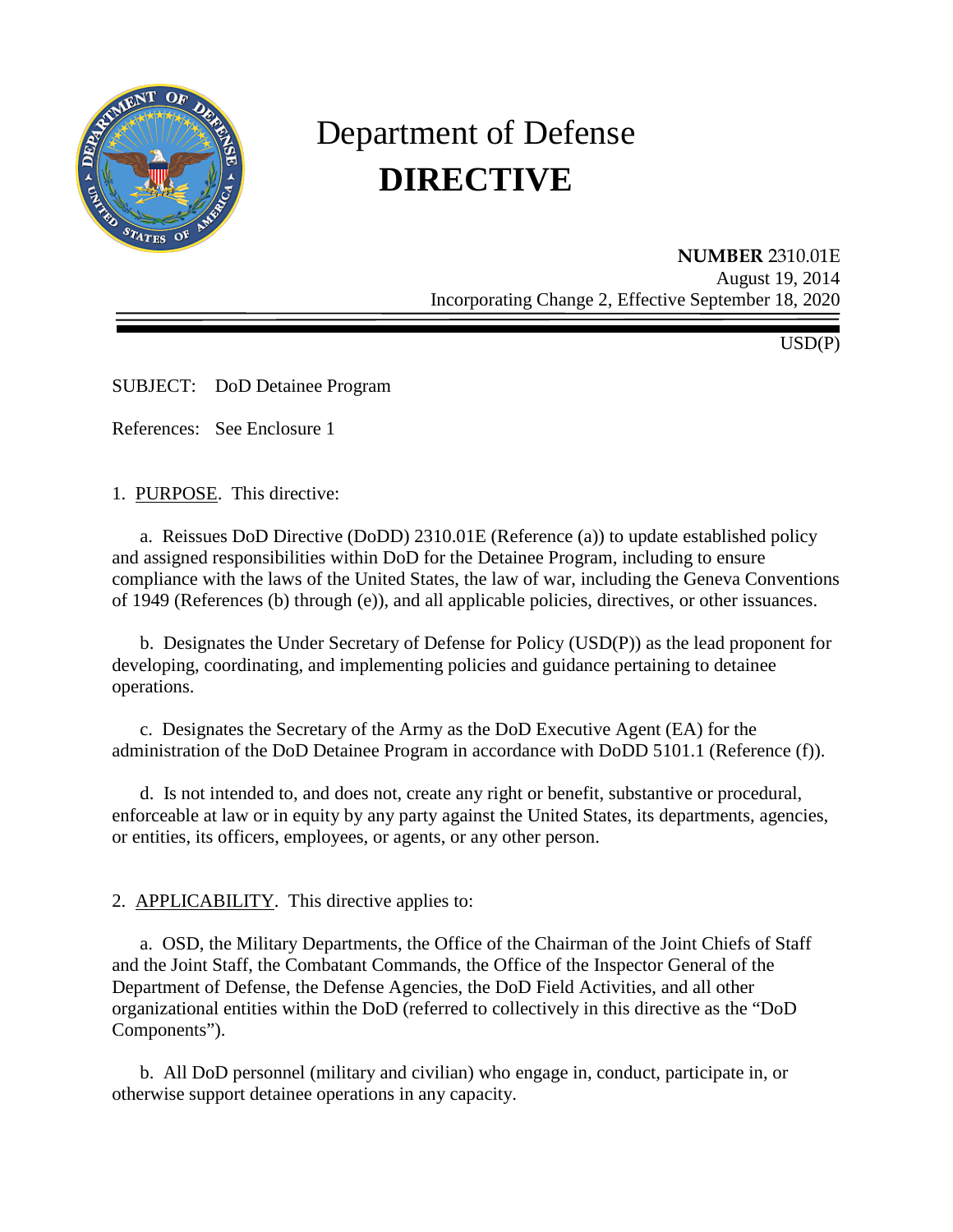# Department of Defense
# DIRECTIVE

**NUMBER** 2310.01E
August 19, 2014
Incorporating Change 2, Effective September 18, 2020

USD(P)

SUBJECT: DoD Detainee Program

References: See Enclosure 1

1. PURPOSE. This directive:

a. Reissues DoD Directive (DoDD) 2310.01E (Reference (a)) to update established policy and assigned responsibilities within DoD for the Detainee Program, including to ensure compliance with the laws of the United States, the law of war, including the Geneva Conventions of 1949 (References (b) through (e)), and all applicable policies, directives, or other issuances.

b. Designates the Under Secretary of Defense for Policy (USD(P)) as the lead proponent for developing, coordinating, and implementing policies and guidance pertaining to detainee operations.

c. Designates the Secretary of the Army as the DoD Executive Agent (EA) for the administration of the DoD Detainee Program in accordance with DoDD 5101.1 (Reference (f)).

d. Is not intended to, and does not, create any right or benefit, substantive or procedural, enforceable at law or in equity by any party against the United States, its departments, agencies, or entities, its officers, employees, or agents, or any other person.

2. APPLICABILITY. This directive applies to:

a. OSD, the Military Departments, the Office of the Chairman of the Joint Chiefs of Staff and the Joint Staff, the Combatant Commands, the Office of the Inspector General of the Department of Defense, the Defense Agencies, the DoD Field Activities, and all other organizational entities within the DoD (referred to collectively in this directive as the "DoD Components").

b. All DoD personnel (military and civilian) who engage in, conduct, participate in, or otherwise support detainee operations in any capacity.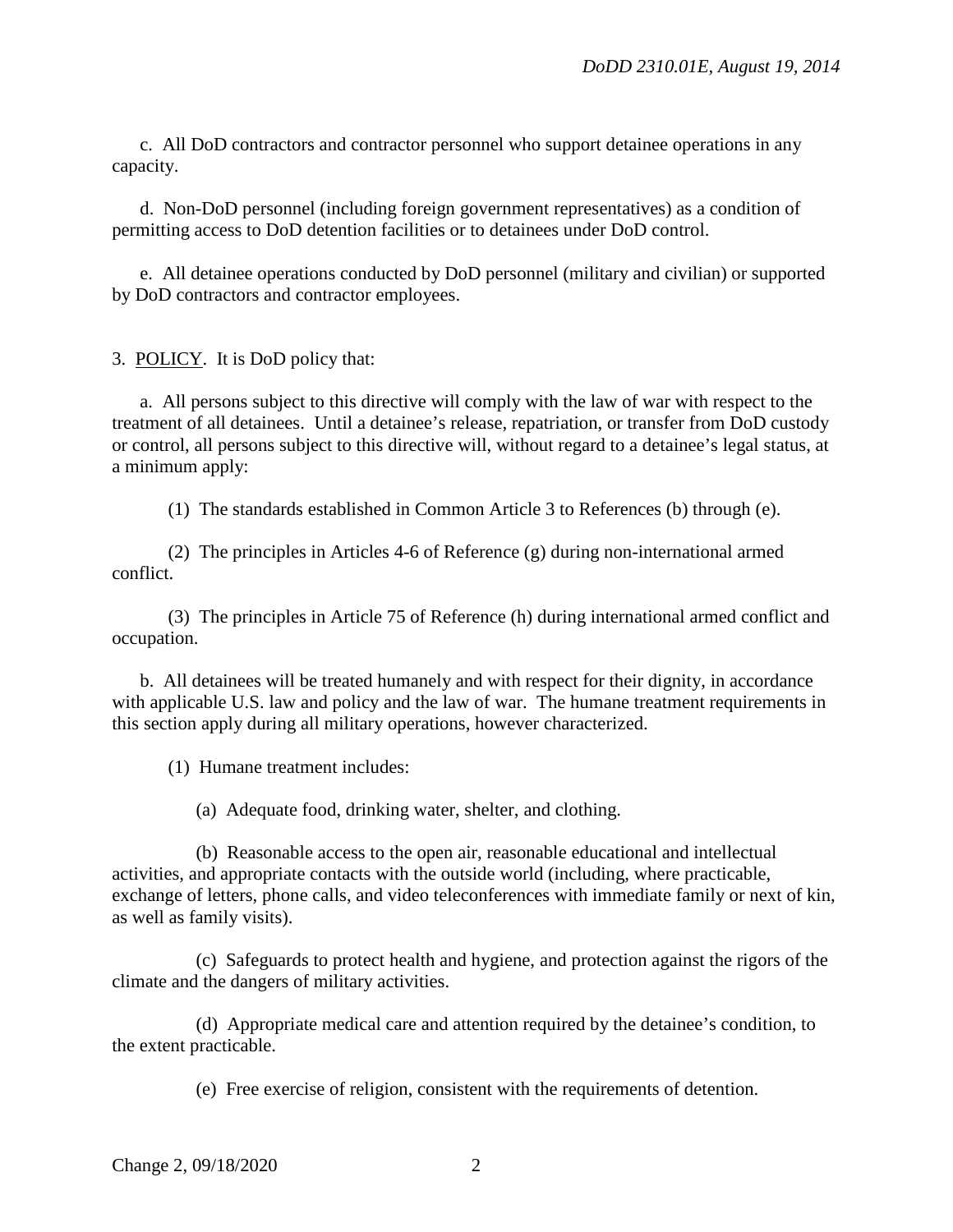c. All DoD contractors and contractor personnel who support detainee operations in any capacity.

d. Non-DoD personnel (including foreign government representatives) as a condition of permitting access to DoD detention facilities or to detainees under DoD control.

e. All detainee operations conducted by DoD personnel (military and civilian) or supported by DoD contractors and contractor employees.

3. POLICY. It is DoD policy that:

a. All persons subject to this directive will comply with the law of war with respect to the treatment of all detainees. Until a detainee's release, repatriation, or transfer from DoD custody or control, all persons subject to this directive will, without regard to a detainee's legal status, at a minimum apply:

(1) The standards established in Common Article 3 to References (b) through (e).

(2) The principles in Articles 4-6 of Reference (g) during non-international armed conflict.

(3) The principles in Article 75 of Reference (h) during international armed conflict and occupation.

b. All detainees will be treated humanely and with respect for their dignity, in accordance with applicable U.S. law and policy and the law of war. The humane treatment requirements in this section apply during all military operations, however characterized.

(1) Humane treatment includes:

(a) Adequate food, drinking water, shelter, and clothing.

(b) Reasonable access to the open air, reasonable educational and intellectual activities, and appropriate contacts with the outside world (including, where practicable, exchange of letters, phone calls, and video teleconferences with immediate family or next of kin, as well as family visits).

(c) Safeguards to protect health and hygiene, and protection against the rigors of the climate and the dangers of military activities.

(d) Appropriate medical care and attention required by the detainee's condition, to the extent practicable.

(e) Free exercise of religion, consistent with the requirements of detention.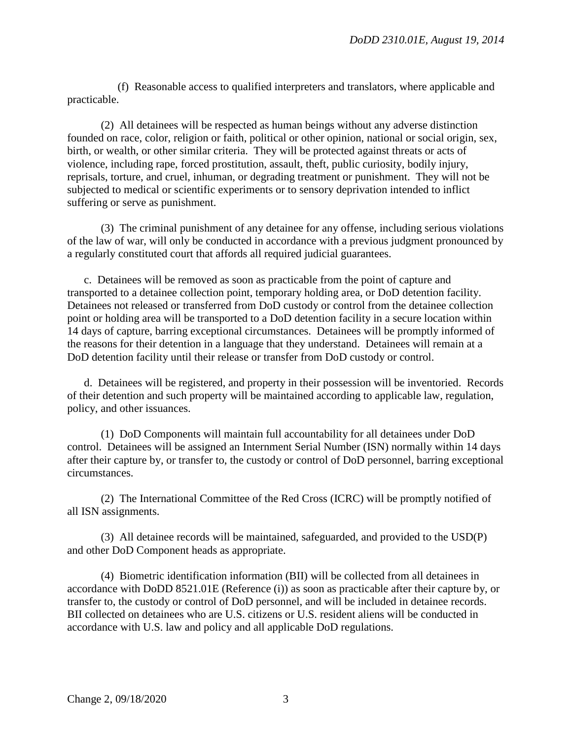(f) Reasonable access to qualified interpreters and translators, where applicable and practicable.

(2) All detainees will be respected as human beings without any adverse distinction founded on race, color, religion or faith, political or other opinion, national or social origin, sex, birth, or wealth, or other similar criteria. They will be protected against threats or acts of violence, including rape, forced prostitution, assault, theft, public curiosity, bodily injury, reprisals, torture, and cruel, inhuman, or degrading treatment or punishment. They will not be subjected to medical or scientific experiments or to sensory deprivation intended to inflict suffering or serve as punishment.

(3) The criminal punishment of any detainee for any offense, including serious violations of the law of war, will only be conducted in accordance with a previous judgment pronounced by a regularly constituted court that affords all required judicial guarantees.

c. Detainees will be removed as soon as practicable from the point of capture and transported to a detainee collection point, temporary holding area, or DoD detention facility. Detainees not released or transferred from DoD custody or control from the detainee collection point or holding area will be transported to a DoD detention facility in a secure location within 14 days of capture, barring exceptional circumstances. Detainees will be promptly informed of the reasons for their detention in a language that they understand. Detainees will remain at a DoD detention facility until their release or transfer from DoD custody or control.

d. Detainees will be registered, and property in their possession will be inventoried. Records of their detention and such property will be maintained according to applicable law, regulation, policy, and other issuances.

(1) DoD Components will maintain full accountability for all detainees under DoD control. Detainees will be assigned an Internment Serial Number (ISN) normally within 14 days after their capture by, or transfer to, the custody or control of DoD personnel, barring exceptional circumstances.

(2) The International Committee of the Red Cross (ICRC) will be promptly notified of all ISN assignments.

(3) All detainee records will be maintained, safeguarded, and provided to the USD(P) and other DoD Component heads as appropriate.

(4) Biometric identification information (BII) will be collected from all detainees in accordance with DoDD 8521.01E (Reference (i)) as soon as practicable after their capture by, or transfer to, the custody or control of DoD personnel, and will be included in detainee records. BII collected on detainees who are U.S. citizens or U.S. resident aliens will be conducted in accordance with U.S. law and policy and all applicable DoD regulations.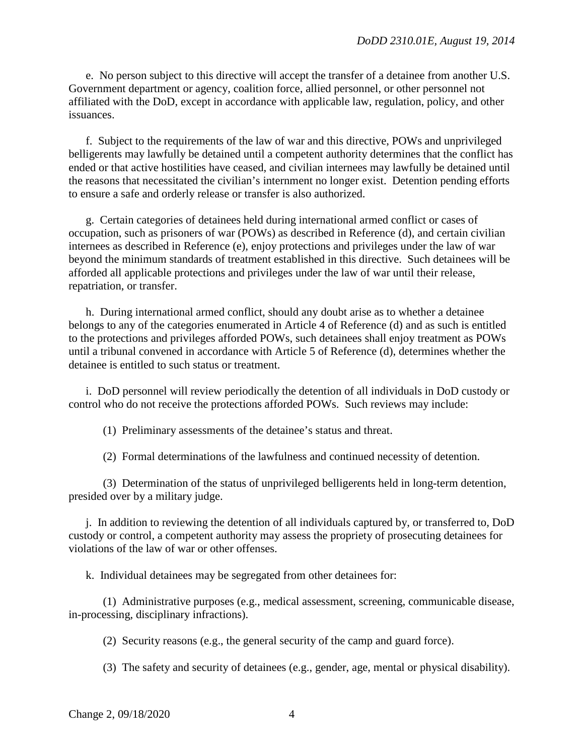e. No person subject to this directive will accept the transfer of a detainee from another U.S. Government department or agency, coalition force, allied personnel, or other personnel not affiliated with the DoD, except in accordance with applicable law, regulation, policy, and other issuances.

f. Subject to the requirements of the law of war and this directive, POWs and unprivileged belligerents may lawfully be detained until a competent authority determines that the conflict has ended or that active hostilities have ceased, and civilian internees may lawfully be detained until the reasons that necessitated the civilian's internment no longer exist. Detention pending efforts to ensure a safe and orderly release or transfer is also authorized.

g. Certain categories of detainees held during international armed conflict or cases of occupation, such as prisoners of war (POWs) as described in Reference (d), and certain civilian internees as described in Reference (e), enjoy protections and privileges under the law of war beyond the minimum standards of treatment established in this directive. Such detainees will be afforded all applicable protections and privileges under the law of war until their release, repatriation, or transfer.

h. During international armed conflict, should any doubt arise as to whether a detainee belongs to any of the categories enumerated in Article 4 of Reference (d) and as such is entitled to the protections and privileges afforded POWs, such detainees shall enjoy treatment as POWs until a tribunal convened in accordance with Article 5 of Reference (d), determines whether the detainee is entitled to such status or treatment.

i. DoD personnel will review periodically the detention of all individuals in DoD custody or control who do not receive the protections afforded POWs. Such reviews may include:

(1) Preliminary assessments of the detainee's status and threat.

(2) Formal determinations of the lawfulness and continued necessity of detention.

(3) Determination of the status of unprivileged belligerents held in long-term detention, presided over by a military judge.

j. In addition to reviewing the detention of all individuals captured by, or transferred to, DoD custody or control, a competent authority may assess the propriety of prosecuting detainees for violations of the law of war or other offenses.

k. Individual detainees may be segregated from other detainees for:

(1) Administrative purposes (e.g., medical assessment, screening, communicable disease, in-processing, disciplinary infractions).

(2) Security reasons (e.g., the general security of the camp and guard force).

(3) The safety and security of detainees (e.g., gender, age, mental or physical disability).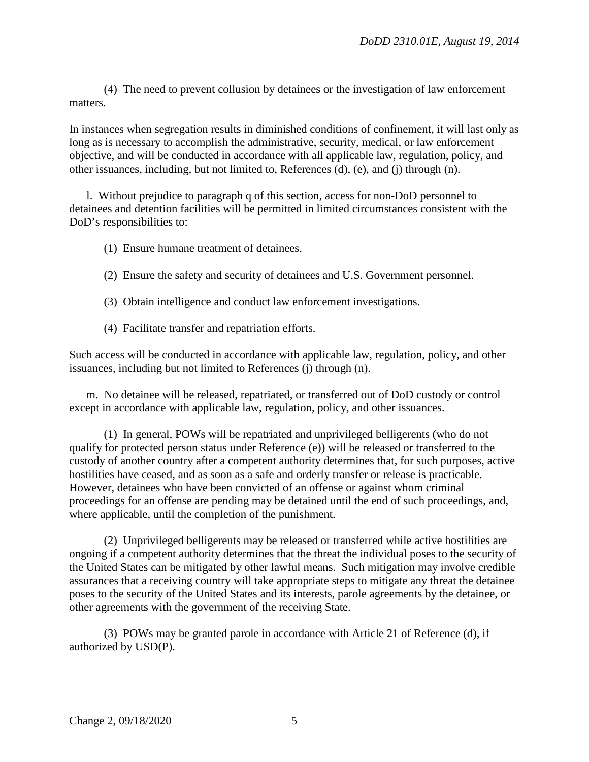(4) The need to prevent collusion by detainees or the investigation of law enforcement matters.

In instances when segregation results in diminished conditions of confinement, it will last only as long as is necessary to accomplish the administrative, security, medical, or law enforcement objective, and will be conducted in accordance with all applicable law, regulation, policy, and other issuances, including, but not limited to, References (d), (e), and (j) through (n).

l. Without prejudice to paragraph q of this section, access for non-DoD personnel to detainees and detention facilities will be permitted in limited circumstances consistent with the DoD's responsibilities to:

(1) Ensure humane treatment of detainees.

(2) Ensure the safety and security of detainees and U.S. Government personnel.

(3) Obtain intelligence and conduct law enforcement investigations.

(4) Facilitate transfer and repatriation efforts.

Such access will be conducted in accordance with applicable law, regulation, policy, and other issuances, including but not limited to References (j) through (n).

m. No detainee will be released, repatriated, or transferred out of DoD custody or control except in accordance with applicable law, regulation, policy, and other issuances.

(1) In general, POWs will be repatriated and unprivileged belligerents (who do not qualify for protected person status under Reference (e)) will be released or transferred to the custody of another country after a competent authority determines that, for such purposes, active hostilities have ceased, and as soon as a safe and orderly transfer or release is practicable. However, detainees who have been convicted of an offense or against whom criminal proceedings for an offense are pending may be detained until the end of such proceedings, and, where applicable, until the completion of the punishment.

(2) Unprivileged belligerents may be released or transferred while active hostilities are ongoing if a competent authority determines that the threat the individual poses to the security of the United States can be mitigated by other lawful means. Such mitigation may involve credible assurances that a receiving country will take appropriate steps to mitigate any threat the detainee poses to the security of the United States and its interests, parole agreements by the detainee, or other agreements with the government of the receiving State.

(3) POWs may be granted parole in accordance with Article 21 of Reference (d), if authorized by USD(P).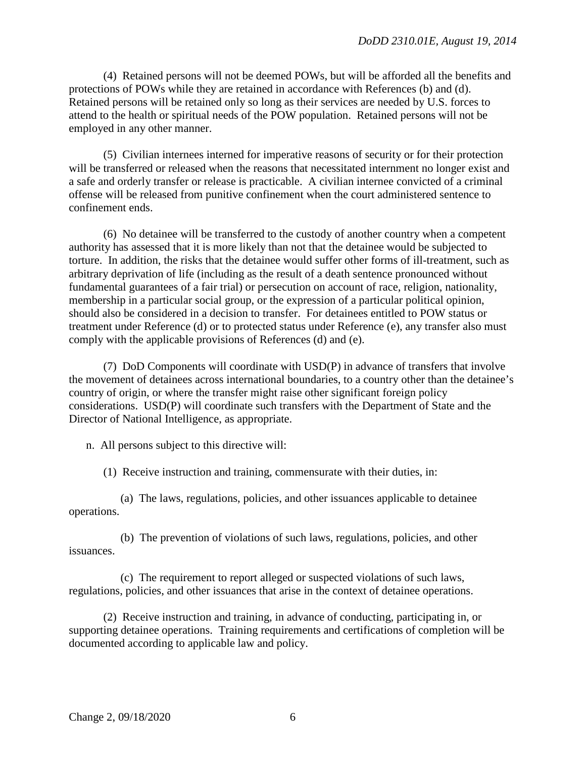(4) Retained persons will not be deemed POWs, but will be afforded all the benefits and protections of POWs while they are retained in accordance with References (b) and (d). Retained persons will be retained only so long as their services are needed by U.S. forces to attend to the health or spiritual needs of the POW population. Retained persons will not be employed in any other manner.

(5) Civilian internees interned for imperative reasons of security or for their protection will be transferred or released when the reasons that necessitated internment no longer exist and a safe and orderly transfer or release is practicable. A civilian internee convicted of a criminal offense will be released from punitive confinement when the court administered sentence to confinement ends.

(6) No detainee will be transferred to the custody of another country when a competent authority has assessed that it is more likely than not that the detainee would be subjected to torture. In addition, the risks that the detainee would suffer other forms of ill-treatment, such as arbitrary deprivation of life (including as the result of a death sentence pronounced without fundamental guarantees of a fair trial) or persecution on account of race, religion, nationality, membership in a particular social group, or the expression of a particular political opinion, should also be considered in a decision to transfer. For detainees entitled to POW status or treatment under Reference (d) or to protected status under Reference (e), any transfer also must comply with the applicable provisions of References (d) and (e).

(7) DoD Components will coordinate with USD(P) in advance of transfers that involve the movement of detainees across international boundaries, to a country other than the detainee's country of origin, or where the transfer might raise other significant foreign policy considerations. USD(P) will coordinate such transfers with the Department of State and the Director of National Intelligence, as appropriate.

n. All persons subject to this directive will:

(1) Receive instruction and training, commensurate with their duties, in:

(a) The laws, regulations, policies, and other issuances applicable to detainee operations.

(b) The prevention of violations of such laws, regulations, policies, and other issuances.

(c) The requirement to report alleged or suspected violations of such laws, regulations, policies, and other issuances that arise in the context of detainee operations.

(2) Receive instruction and training, in advance of conducting, participating in, or supporting detainee operations. Training requirements and certifications of completion will be documented according to applicable law and policy.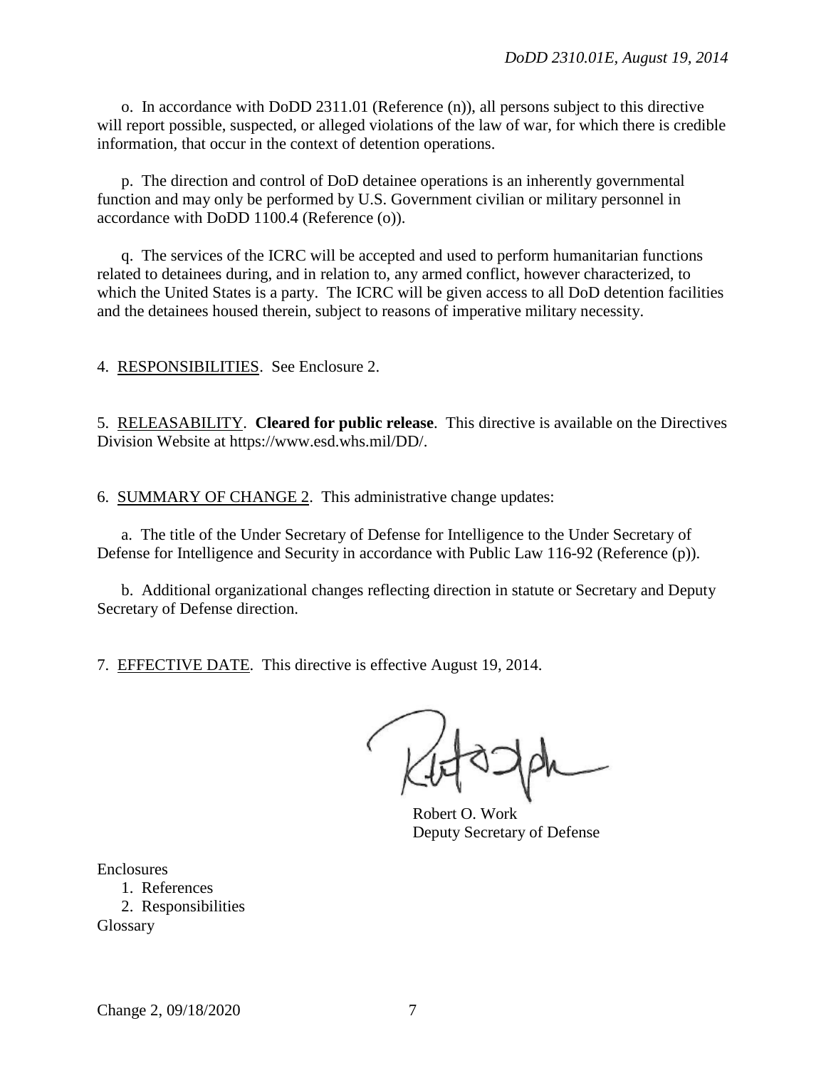o. In accordance with DoDD 2311.01 (Reference (n)), all persons subject to this directive will report possible, suspected, or alleged violations of the law of war, for which there is credible information, that occur in the context of detention operations.

p. The direction and control of DoD detainee operations is an inherently governmental function and may only be performed by U.S. Government civilian or military personnel in accordance with DoDD 1100.4 (Reference (o)).

q. The services of the ICRC will be accepted and used to perform humanitarian functions related to detainees during, and in relation to, any armed conflict, however characterized, to which the United States is a party. The ICRC will be given access to all DoD detention facilities and the detainees housed therein, subject to reasons of imperative military necessity.

4. RESPONSIBILITIES. See Enclosure 2.

5. RELEASABILITY. **Cleared for public release**. This directive is available on the Directives Division Website at https://www.esd.whs.mil/DD/.

6. SUMMARY OF CHANGE 2. This administrative change updates:

a. The title of the Under Secretary of Defense for Intelligence to the Under Secretary of Defense for Intelligence and Security in accordance with Public Law 116-92 (Reference (p)).

b. Additional organizational changes reflecting direction in statute or Secretary and Deputy Secretary of Defense direction.

7. EFFECTIVE DATE. This directive is effective August 19, 2014.

Robert O. Work
Deputy Secretary of Defense

Enclosures
1. References
2. Responsibilities
Glossary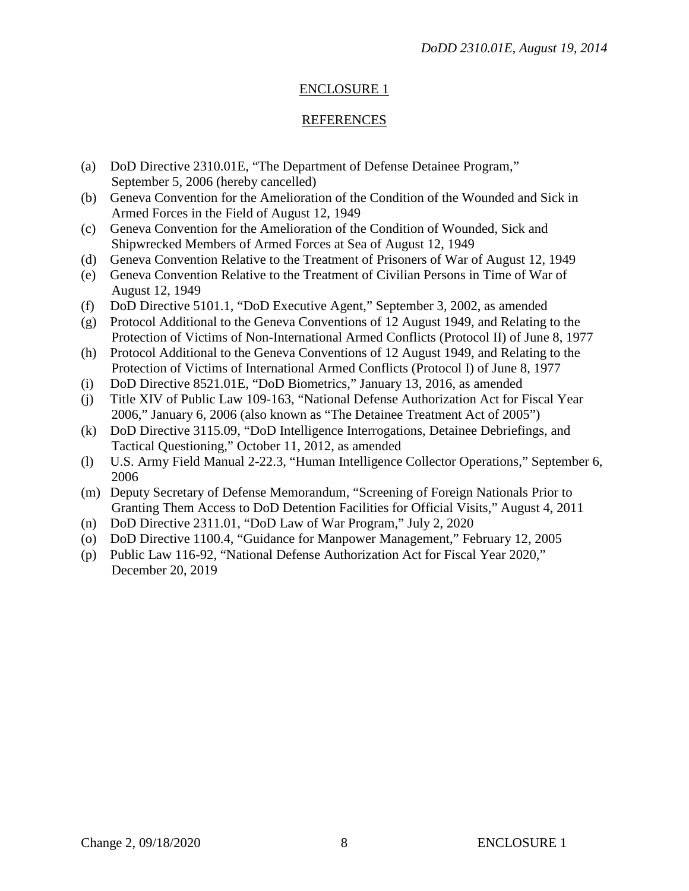## ENCLOSURE 1

## REFERENCES

(a) DoD Directive 2310.01E, "The Department of Defense Detainee Program," September 5, 2006 (hereby cancelled)
(b) Geneva Convention for the Amelioration of the Condition of the Wounded and Sick in Armed Forces in the Field of August 12, 1949
(c) Geneva Convention for the Amelioration of the Condition of Wounded, Sick and Shipwrecked Members of Armed Forces at Sea of August 12, 1949
(d) Geneva Convention Relative to the Treatment of Prisoners of War of August 12, 1949
(e) Geneva Convention Relative to the Treatment of Civilian Persons in Time of War of August 12, 1949
(f) DoD Directive 5101.1, "DoD Executive Agent," September 3, 2002, as amended
(g) Protocol Additional to the Geneva Conventions of 12 August 1949, and Relating to the Protection of Victims of Non-International Armed Conflicts (Protocol II) of June 8, 1977
(h) Protocol Additional to the Geneva Conventions of 12 August 1949, and Relating to the Protection of Victims of International Armed Conflicts (Protocol I) of June 8, 1977
(i) DoD Directive 8521.01E, "DoD Biometrics," January 13, 2016, as amended
(j) Title XIV of Public Law 109-163, "National Defense Authorization Act for Fiscal Year 2006," January 6, 2006 (also known as "The Detainee Treatment Act of 2005")
(k) DoD Directive 3115.09, "DoD Intelligence Interrogations, Detainee Debriefings, and Tactical Questioning," October 11, 2012, as amended
(l) U.S. Army Field Manual 2-22.3, "Human Intelligence Collector Operations," September 6, 2006
(m) Deputy Secretary of Defense Memorandum, "Screening of Foreign Nationals Prior to Granting Them Access to DoD Detention Facilities for Official Visits," August 4, 2011
(n) DoD Directive 2311.01, "DoD Law of War Program," July 2, 2020
(o) DoD Directive 1100.4, "Guidance for Manpower Management," February 12, 2005
(p) Public Law 116-92, "National Defense Authorization Act for Fiscal Year 2020," December 20, 2019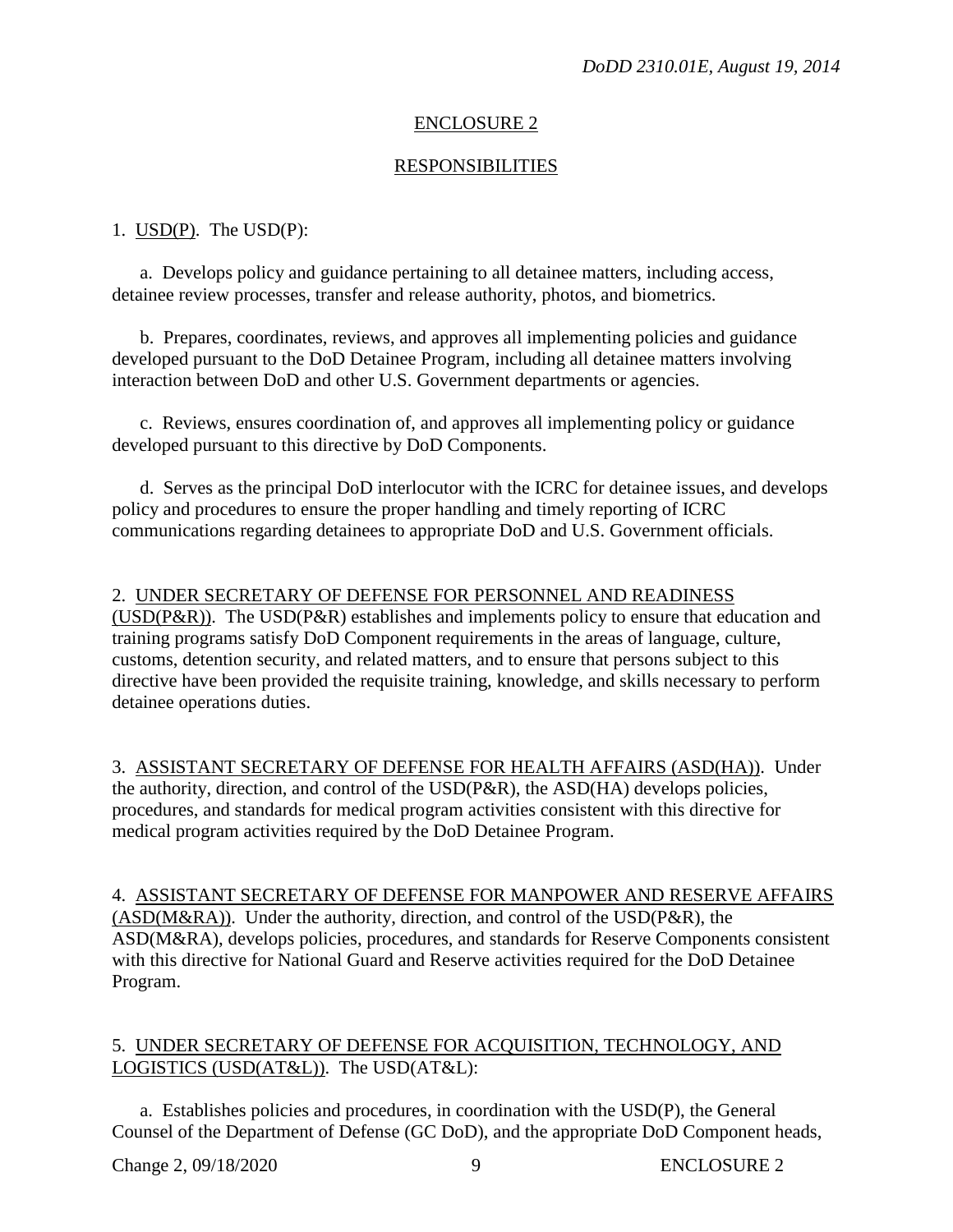## ENCLOSURE 2

## RESPONSIBILITIES

1. USD(P). The USD(P):

   a. Develops policy and guidance pertaining to all detainee matters, including access, detainee review processes, transfer and release authority, photos, and biometrics.

   b. Prepares, coordinates, reviews, and approves all implementing policies and guidance developed pursuant to the DoD Detainee Program, including all detainee matters involving interaction between DoD and other U.S. Government departments or agencies.

   c. Reviews, ensures coordination of, and approves all implementing policy or guidance developed pursuant to this directive by DoD Components.

   d. Serves as the principal DoD interlocutor with the ICRC for detainee issues, and develops policy and procedures to ensure the proper handling and timely reporting of ICRC communications regarding detainees to appropriate DoD and U.S. Government officials.

2. UNDER SECRETARY OF DEFENSE FOR PERSONNEL AND READINESS (USD(P&R)). The USD(P&R) establishes and implements policy to ensure that education and training programs satisfy DoD Component requirements in the areas of language, culture, customs, detention security, and related matters, and to ensure that persons subject to this directive have been provided the requisite training, knowledge, and skills necessary to perform detainee operations duties.

3. ASSISTANT SECRETARY OF DEFENSE FOR HEALTH AFFAIRS (ASD(HA)). Under the authority, direction, and control of the USD(P&R), the ASD(HA) develops policies, procedures, and standards for medical program activities consistent with this directive for medical program activities required by the DoD Detainee Program.

4. ASSISTANT SECRETARY OF DEFENSE FOR MANPOWER AND RESERVE AFFAIRS (ASD(M&RA)). Under the authority, direction, and control of the USD(P&R), the ASD(M&RA), develops policies, procedures, and standards for Reserve Components consistent with this directive for National Guard and Reserve activities required for the DoD Detainee Program.

5. UNDER SECRETARY OF DEFENSE FOR ACQUISITION, TECHNOLOGY, AND LOGISTICS (USD(AT&L)). The USD(AT&L):

   a. Establishes policies and procedures, in coordination with the USD(P), the General Counsel of the Department of Defense (GC DoD), and the appropriate DoD Component heads,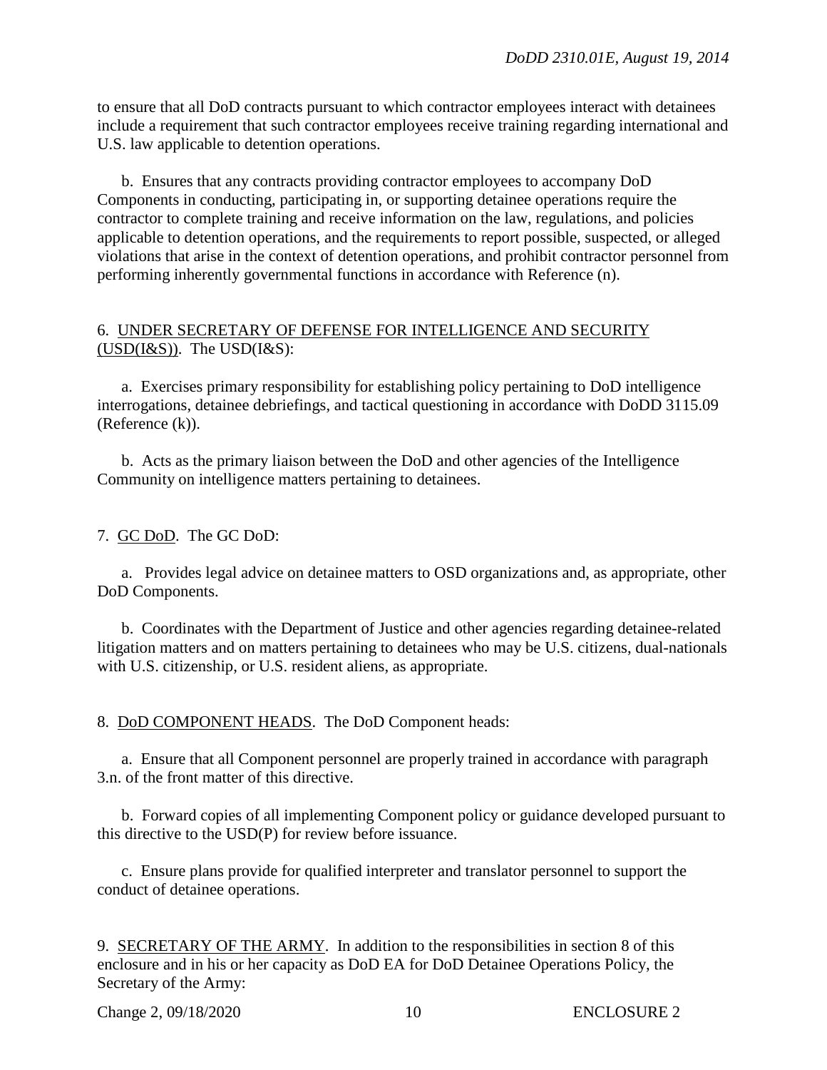to ensure that all DoD contracts pursuant to which contractor employees interact with detainees include a requirement that such contractor employees receive training regarding international and U.S. law applicable to detention operations.

b. Ensures that any contracts providing contractor employees to accompany DoD Components in conducting, participating in, or supporting detainee operations require the contractor to complete training and receive information on the law, regulations, and policies applicable to detention operations, and the requirements to report possible, suspected, or alleged violations that arise in the context of detention operations, and prohibit contractor personnel from performing inherently governmental functions in accordance with Reference (n).

6. UNDER SECRETARY OF DEFENSE FOR INTELLIGENCE AND SECURITY (USD(I&S)). The USD(I&S):

a. Exercises primary responsibility for establishing policy pertaining to DoD intelligence interrogations, detainee debriefings, and tactical questioning in accordance with DoDD 3115.09 (Reference (k)).

b. Acts as the primary liaison between the DoD and other agencies of the Intelligence Community on intelligence matters pertaining to detainees.

7. GC DoD. The GC DoD:

a. Provides legal advice on detainee matters to OSD organizations and, as appropriate, other DoD Components.

b. Coordinates with the Department of Justice and other agencies regarding detainee-related litigation matters and on matters pertaining to detainees who may be U.S. citizens, dual-nationals with U.S. citizenship, or U.S. resident aliens, as appropriate.

8. DoD COMPONENT HEADS. The DoD Component heads:

a. Ensure that all Component personnel are properly trained in accordance with paragraph 3.n. of the front matter of this directive.

b. Forward copies of all implementing Component policy or guidance developed pursuant to this directive to the USD(P) for review before issuance.

c. Ensure plans provide for qualified interpreter and translator personnel to support the conduct of detainee operations.

9. SECRETARY OF THE ARMY. In addition to the responsibilities in section 8 of this enclosure and in his or her capacity as DoD EA for DoD Detainee Operations Policy, the Secretary of the Army: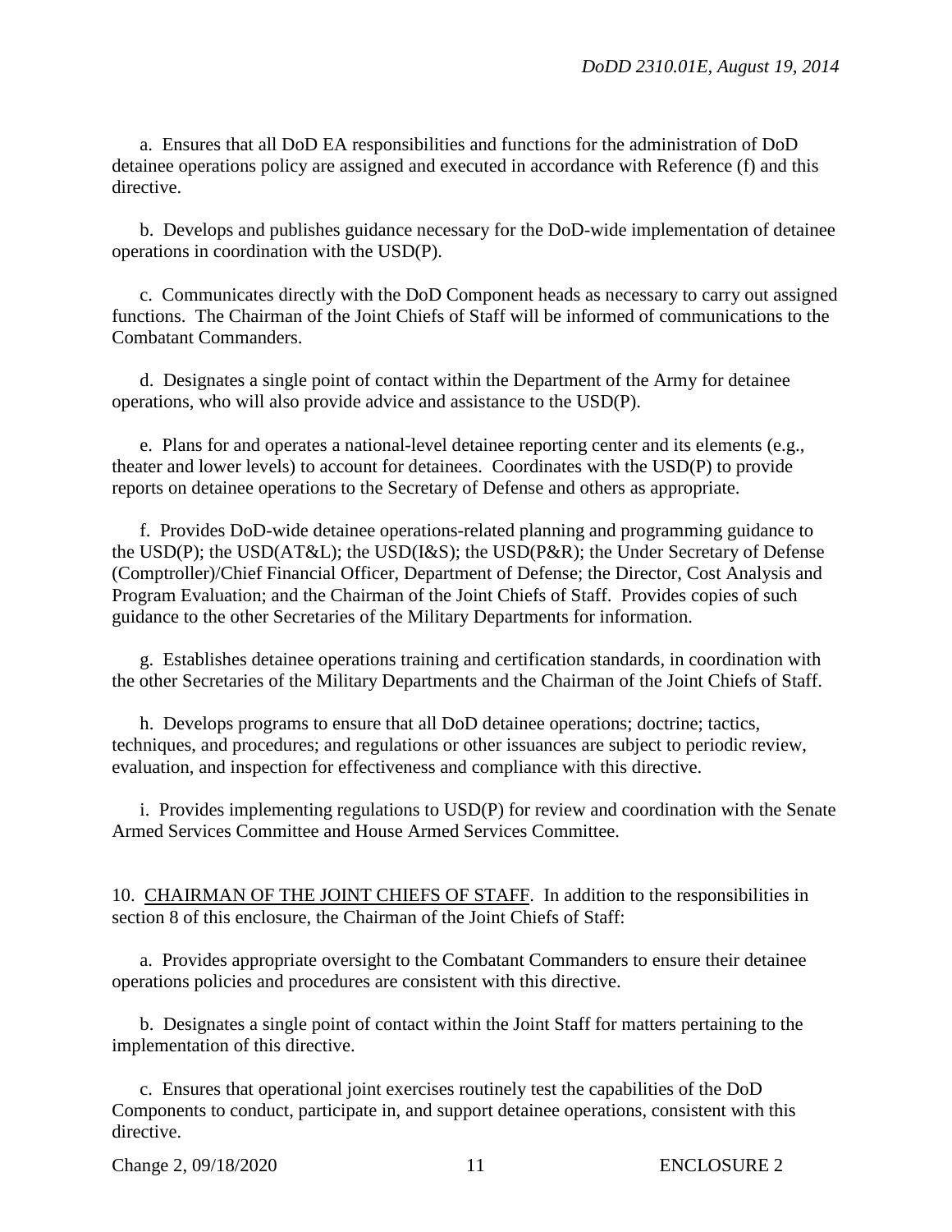a. Ensures that all DoD EA responsibilities and functions for the administration of DoD detainee operations policy are assigned and executed in accordance with Reference (f) and this directive.

b. Develops and publishes guidance necessary for the DoD-wide implementation of detainee operations in coordination with the USD(P).

c. Communicates directly with the DoD Component heads as necessary to carry out assigned functions. The Chairman of the Joint Chiefs of Staff will be informed of communications to the Combatant Commanders.

d. Designates a single point of contact within the Department of the Army for detainee operations, who will also provide advice and assistance to the USD(P).

e. Plans for and operates a national-level detainee reporting center and its elements (e.g., theater and lower levels) to account for detainees. Coordinates with the USD(P) to provide reports on detainee operations to the Secretary of Defense and others as appropriate.

f. Provides DoD-wide detainee operations-related planning and programming guidance to the USD(P); the USD(AT&L); the USD(I&S); the USD(P&R); the Under Secretary of Defense (Comptroller)/Chief Financial Officer, Department of Defense; the Director, Cost Analysis and Program Evaluation; and the Chairman of the Joint Chiefs of Staff. Provides copies of such guidance to the other Secretaries of the Military Departments for information.

g. Establishes detainee operations training and certification standards, in coordination with the other Secretaries of the Military Departments and the Chairman of the Joint Chiefs of Staff.

h. Develops programs to ensure that all DoD detainee operations; doctrine; tactics, techniques, and procedures; and regulations or other issuances are subject to periodic review, evaluation, and inspection for effectiveness and compliance with this directive.

i. Provides implementing regulations to USD(P) for review and coordination with the Senate Armed Services Committee and House Armed Services Committee.

10. CHAIRMAN OF THE JOINT CHIEFS OF STAFF. In addition to the responsibilities in section 8 of this enclosure, the Chairman of the Joint Chiefs of Staff:

a. Provides appropriate oversight to the Combatant Commanders to ensure their detainee operations policies and procedures are consistent with this directive.

b. Designates a single point of contact within the Joint Staff for matters pertaining to the implementation of this directive.

c. Ensures that operational joint exercises routinely test the capabilities of the DoD Components to conduct, participate in, and support detainee operations, consistent with this directive.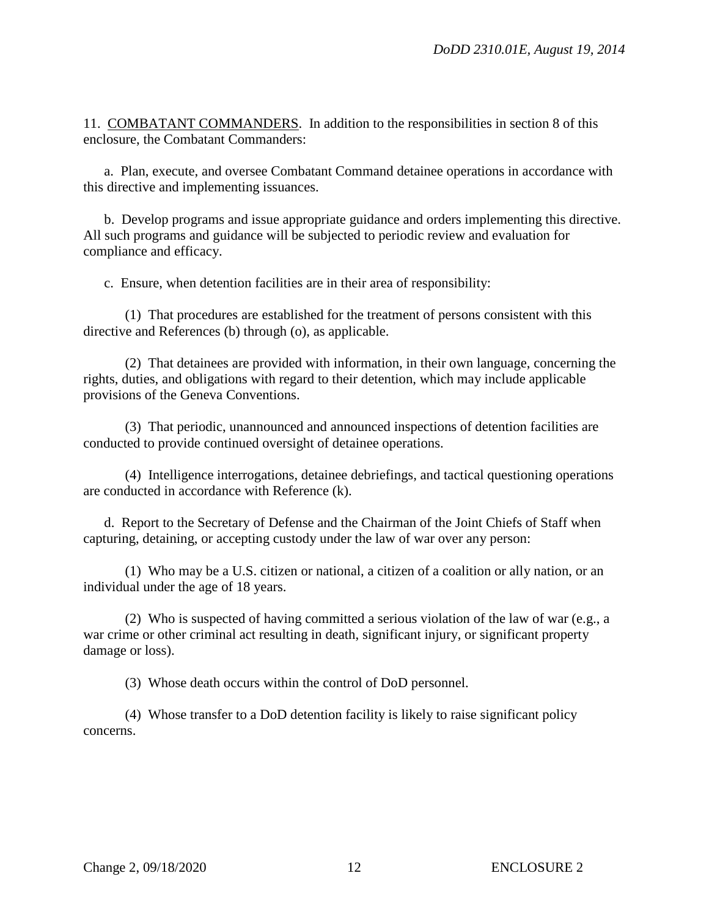11. <u>COMBATANT COMMANDERS</u>. In addition to the responsibilities in section 8 of this enclosure, the Combatant Commanders:

a. Plan, execute, and oversee Combatant Command detainee operations in accordance with this directive and implementing issuances.

b. Develop programs and issue appropriate guidance and orders implementing this directive. All such programs and guidance will be subjected to periodic review and evaluation for compliance and efficacy.

c. Ensure, when detention facilities are in their area of responsibility:

(1) That procedures are established for the treatment of persons consistent with this directive and References (b) through (o), as applicable.

(2) That detainees are provided with information, in their own language, concerning the rights, duties, and obligations with regard to their detention, which may include applicable provisions of the Geneva Conventions.

(3) That periodic, unannounced and announced inspections of detention facilities are conducted to provide continued oversight of detainee operations.

(4) Intelligence interrogations, detainee debriefings, and tactical questioning operations are conducted in accordance with Reference (k).

d. Report to the Secretary of Defense and the Chairman of the Joint Chiefs of Staff when capturing, detaining, or accepting custody under the law of war over any person:

(1) Who may be a U.S. citizen or national, a citizen of a coalition or ally nation, or an individual under the age of 18 years.

(2) Who is suspected of having committed a serious violation of the law of war (e.g., a war crime or other criminal act resulting in death, significant injury, or significant property damage or loss).

(3) Whose death occurs within the control of DoD personnel.

(4) Whose transfer to a DoD detention facility is likely to raise significant policy concerns.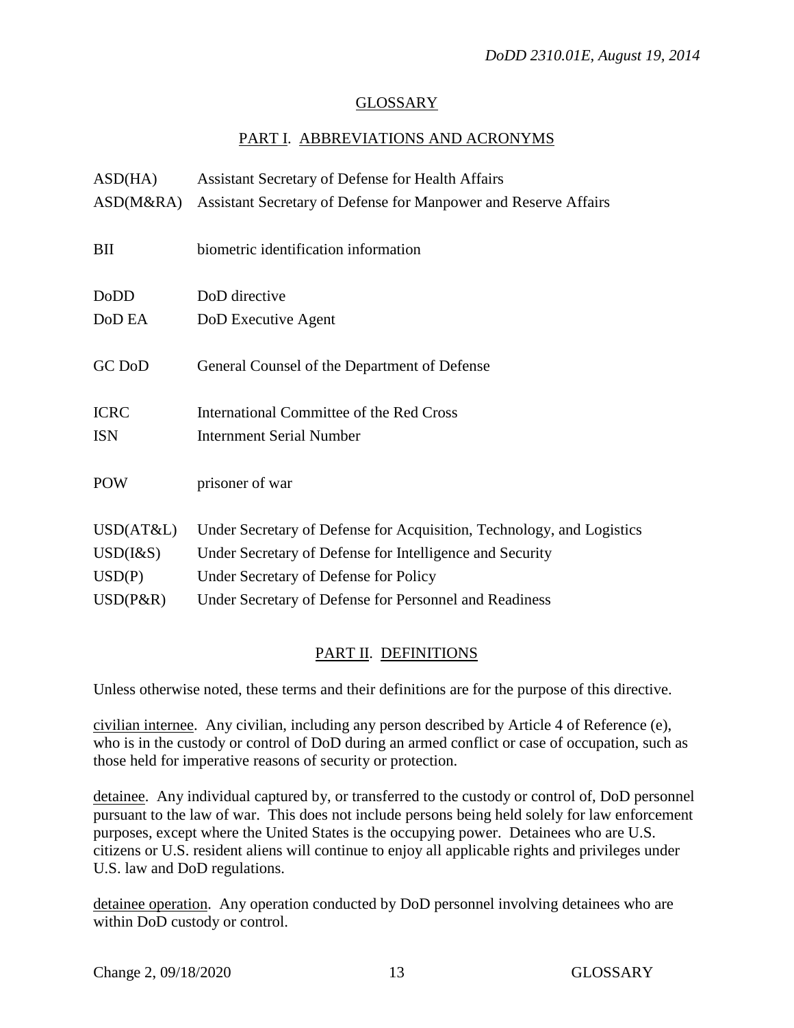## GLOSSARY

### PART I. ABBREVIATIONS AND ACRONYMS

| | |
|---|---|
| ASD(HA) | Assistant Secretary of Defense for Health Affairs |
| ASD(M&RA) | Assistant Secretary of Defense for Manpower and Reserve Affairs |
| BII | biometric identification information |
| DoDD | DoD directive |
| DoD EA | DoD Executive Agent |
| GC DoD | General Counsel of the Department of Defense |
| ICRC | International Committee of the Red Cross |
| ISN | Internment Serial Number |
| POW | prisoner of war |
| USD(AT&L) | Under Secretary of Defense for Acquisition, Technology, and Logistics |
| USD(I&S) | Under Secretary of Defense for Intelligence and Security |
| USD(P) | Under Secretary of Defense for Policy |
| USD(P&R) | Under Secretary of Defense for Personnel and Readiness |

### PART II. DEFINITIONS

Unless otherwise noted, these terms and their definitions are for the purpose of this directive.

civilian internee. Any civilian, including any person described by Article 4 of Reference (e), who is in the custody or control of DoD during an armed conflict or case of occupation, such as those held for imperative reasons of security or protection.

detainee. Any individual captured by, or transferred to the custody or control of, DoD personnel pursuant to the law of war. This does not include persons being held solely for law enforcement purposes, except where the United States is the occupying power. Detainees who are U.S. citizens or U.S. resident aliens will continue to enjoy all applicable rights and privileges under U.S. law and DoD regulations.

detainee operation. Any operation conducted by DoD personnel involving detainees who are within DoD custody or control.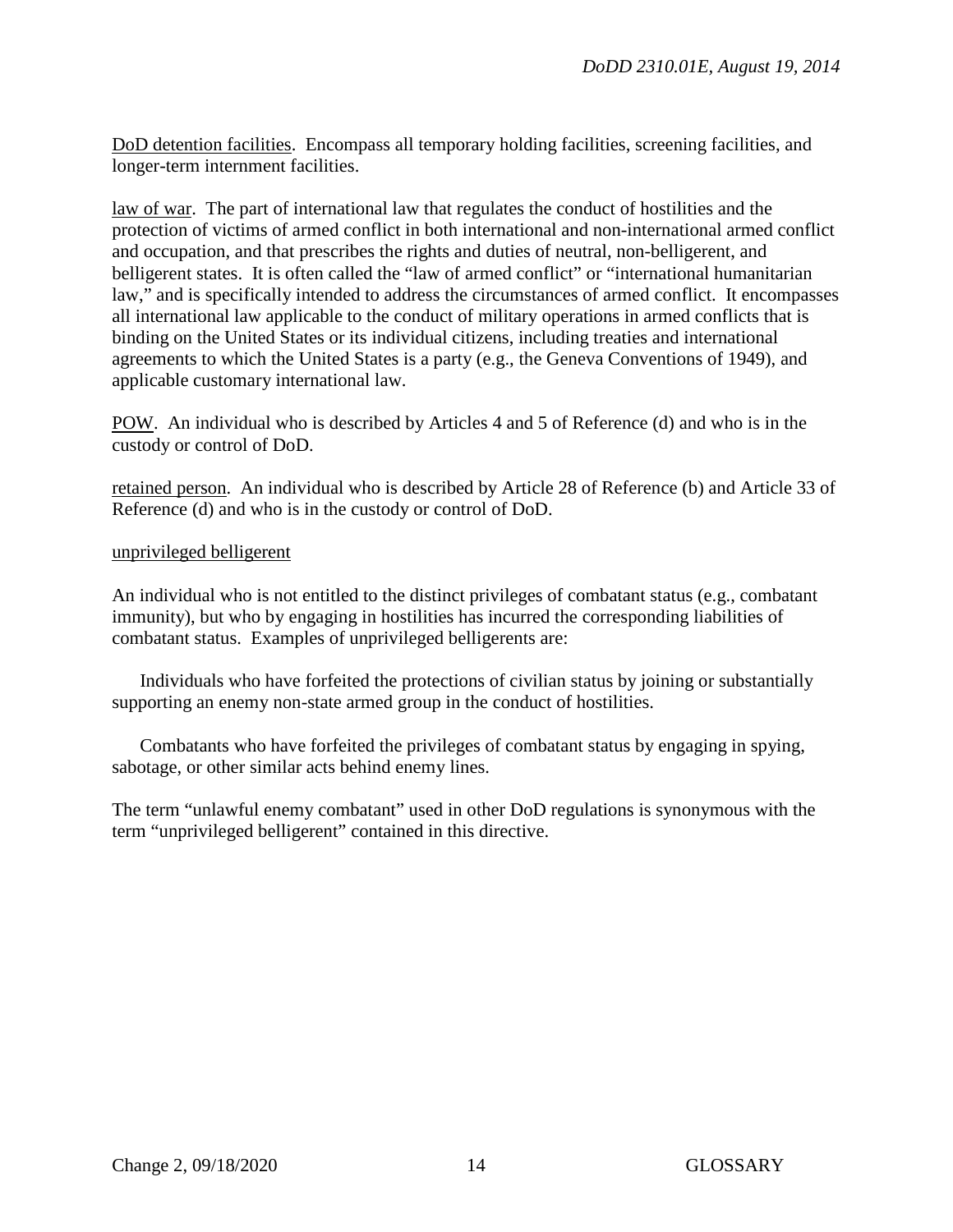DoD detention facilities. Encompass all temporary holding facilities, screening facilities, and longer-term internment facilities.

law of war. The part of international law that regulates the conduct of hostilities and the protection of victims of armed conflict in both international and non-international armed conflict and occupation, and that prescribes the rights and duties of neutral, non-belligerent, and belligerent states. It is often called the "law of armed conflict" or "international humanitarian law," and is specifically intended to address the circumstances of armed conflict. It encompasses all international law applicable to the conduct of military operations in armed conflicts that is binding on the United States or its individual citizens, including treaties and international agreements to which the United States is a party (e.g., the Geneva Conventions of 1949), and applicable customary international law.

POW. An individual who is described by Articles 4 and 5 of Reference (d) and who is in the custody or control of DoD.

retained person. An individual who is described by Article 28 of Reference (b) and Article 33 of Reference (d) and who is in the custody or control of DoD.

unprivileged belligerent

An individual who is not entitled to the distinct privileges of combatant status (e.g., combatant immunity), but who by engaging in hostilities has incurred the corresponding liabilities of combatant status. Examples of unprivileged belligerents are:

Individuals who have forfeited the protections of civilian status by joining or substantially supporting an enemy non-state armed group in the conduct of hostilities.

Combatants who have forfeited the privileges of combatant status by engaging in spying, sabotage, or other similar acts behind enemy lines.

The term "unlawful enemy combatant" used in other DoD regulations is synonymous with the term "unprivileged belligerent" contained in this directive.